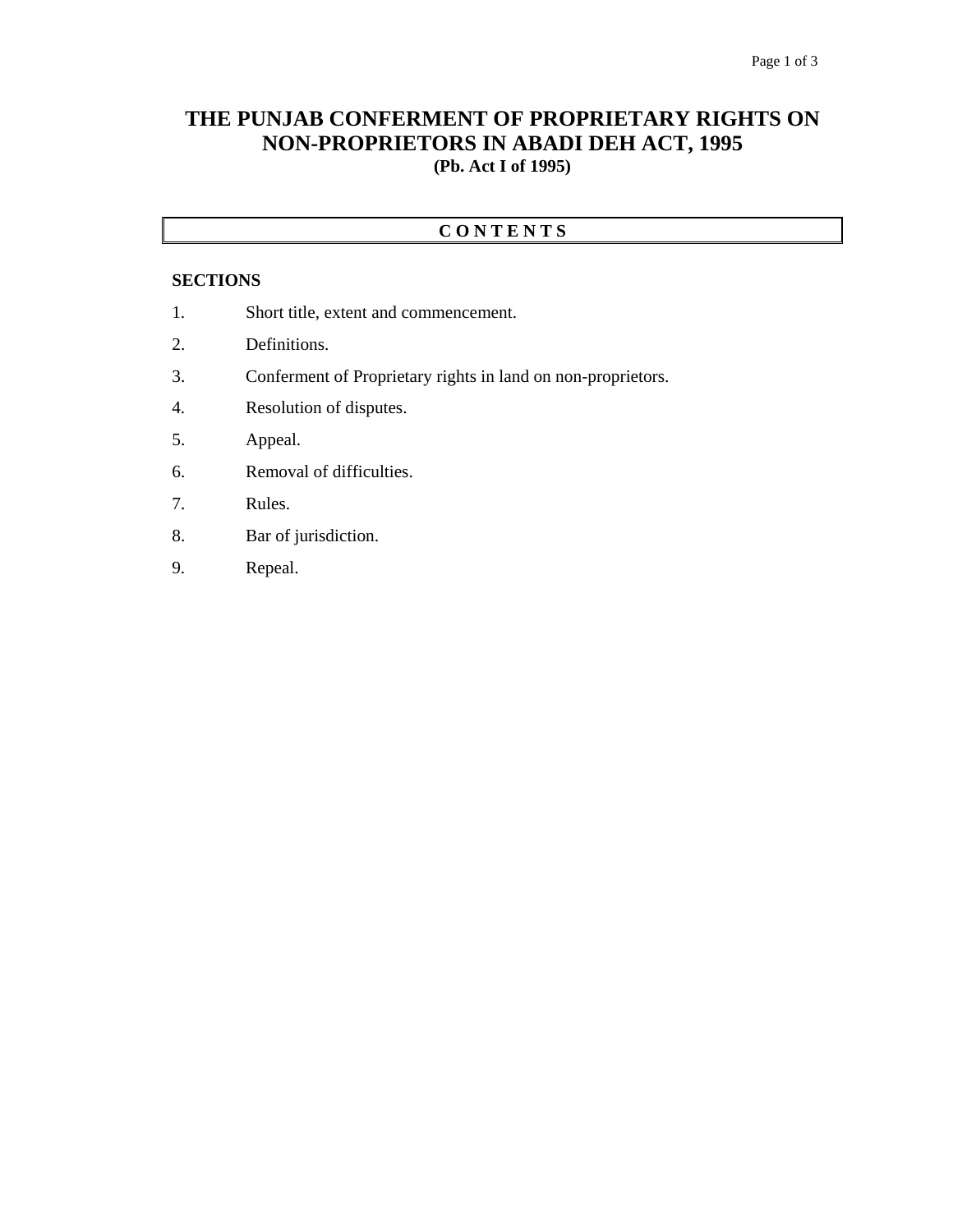# THE PUNJAB CONFERMENT OF PROPRIETARY RIGHTS ON NON-PROPRIETORS IN ABADI DEH ACT, 1995

**(Pb. Act I of 1995)**

## C O N T E N T S

**SECTIONS**

1. Short title, extent and commencement.
2. Definitions.
3. Conferment of Proprietary rights in land on non-proprietors.
4. Resolution of disputes.
5. Appeal.
6. Removal of difficulties.
7. Rules.
8. Bar of jurisdiction.
9. Repeal.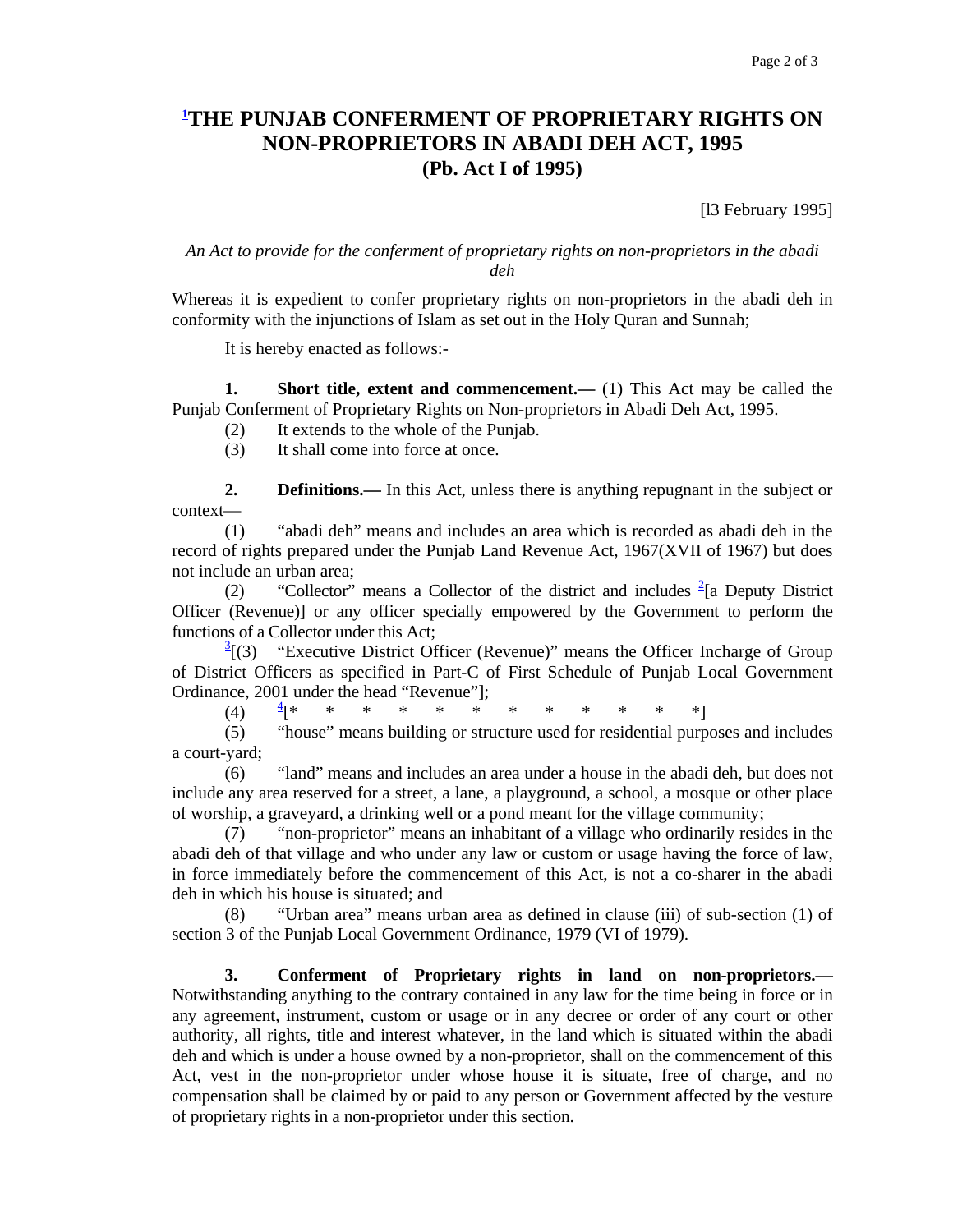# [1]THE PUNJAB CONFERMENT OF PROPRIETARY RIGHTS ON NON-PROPRIETORS IN ABADI DEH ACT, 1995
## (Pb. Act I of 1995)

[l3 February 1995]

*An Act to provide for the conferment of proprietary rights on non-proprietors in the abadi deh*

Whereas it is expedient to confer proprietary rights on non-proprietors in the abadi deh in conformity with the injunctions of Islam as set out in the Holy Quran and Sunnah;

It is hereby enacted as follows:-

**1. Short title, extent and commencement.—** (1) This Act may be called the Punjab Conferment of Proprietary Rights on Non-proprietors in Abadi Deh Act, 1995.

(2) It extends to the whole of the Punjab.

(3) It shall come into force at once.

**2. Definitions.—** In this Act, unless there is anything repugnant in the subject or context—

(1) "abadi deh" means and includes an area which is recorded as abadi deh in the record of rights prepared under the Punjab Land Revenue Act, 1967(XVII of 1967) but does not include an urban area;

(2) "Collector" means a Collector of the district and includes [2][a Deputy District Officer (Revenue)] or any officer specially empowered by the Government to perform the functions of a Collector under this Act;

[3][(3) "Executive District Officer (Revenue)" means the Officer Incharge of Group of District Officers as specified in Part-C of First Schedule of Punjab Local Government Ordinance, 2001 under the head "Revenue"];

(4) [4][* * * * * * * * * * * *]

(5) "house" means building or structure used for residential purposes and includes a court-yard;

(6) "land" means and includes an area under a house in the abadi deh, but does not include any area reserved for a street, a lane, a playground, a school, a mosque or other place of worship, a graveyard, a drinking well or a pond meant for the village community;

(7) "non-proprietor" means an inhabitant of a village who ordinarily resides in the abadi deh of that village and who under any law or custom or usage having the force of law, in force immediately before the commencement of this Act, is not a co-sharer in the abadi deh in which his house is situated; and

(8) "Urban area" means urban area as defined in clause (iii) of sub-section (1) of section 3 of the Punjab Local Government Ordinance, 1979 (VI of 1979).

**3. Conferment of Proprietary rights in land on non-proprietors.—** Notwithstanding anything to the contrary contained in any law for the time being in force or in any agreement, instrument, custom or usage or in any decree or order of any court or other authority, all rights, title and interest whatever, in the land which is situated within the abadi deh and which is under a house owned by a non-proprietor, shall on the commencement of this Act, vest in the non-proprietor under whose house it is situate, free of charge, and no compensation shall be claimed by or paid to any person or Government affected by the vesture of proprietary rights in a non-proprietor under this section.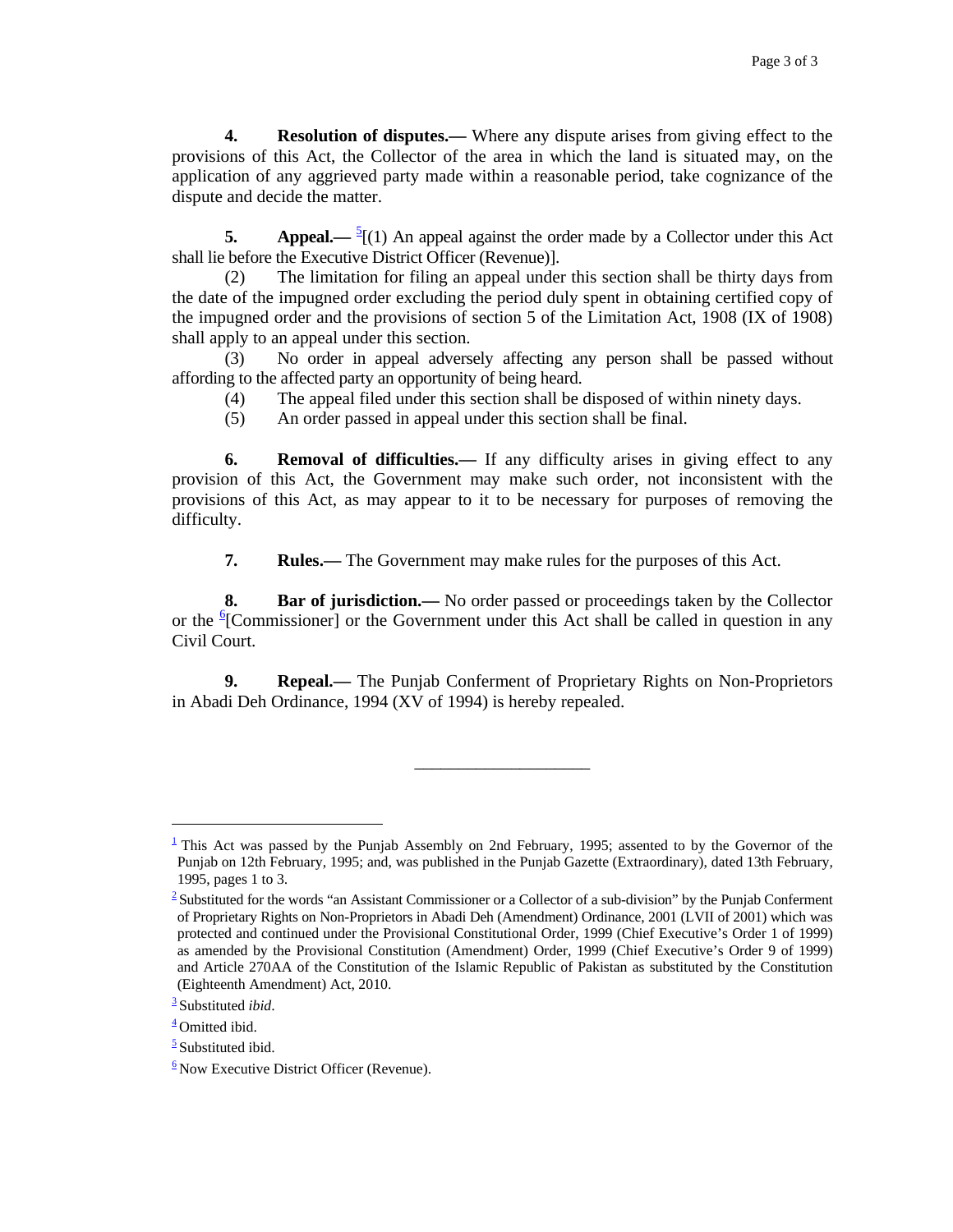**4. Resolution of disputes.—** Where any dispute arises from giving effect to the provisions of this Act, the Collector of the area in which the land is situated may, on the application of any aggrieved party made within a reasonable period, take cognizance of the dispute and decide the matter.

**5. Appeal.—** [5][(1) An appeal against the order made by a Collector under this Act shall lie before the Executive District Officer (Revenue)].

(2) The limitation for filing an appeal under this section shall be thirty days from the date of the impugned order excluding the period duly spent in obtaining certified copy of the impugned order and the provisions of section 5 of the Limitation Act, 1908 (IX of 1908) shall apply to an appeal under this section.

(3) No order in appeal adversely affecting any person shall be passed without affording to the affected party an opportunity of being heard.

(4) The appeal filed under this section shall be disposed of within ninety days.

(5) An order passed in appeal under this section shall be final.

**6. Removal of difficulties.—** If any difficulty arises in giving effect to any provision of this Act, the Government may make such order, not inconsistent with the provisions of this Act, as may appear to it to be necessary for purposes of removing the difficulty.

**7. Rules.—** The Government may make rules for the purposes of this Act.

**8. Bar of jurisdiction.—** No order passed or proceedings taken by the Collector or the [6][Commissioner] or the Government under this Act shall be called in question in any Civil Court.

**9. Repeal.—** The Punjab Conferment of Proprietary Rights on Non-Proprietors in Abadi Deh Ordinance, 1994 (XV of 1994) is hereby repealed.

---

[1] This Act was passed by the Punjab Assembly on 2nd February, 1995; assented to by the Governor of the Punjab on 12th February, 1995; and, was published in the Punjab Gazette (Extraordinary), dated 13th February, 1995, pages 1 to 3.

[2] Substituted for the words "an Assistant Commissioner or a Collector of a sub-division" by the Punjab Conferment of Proprietary Rights on Non-Proprietors in Abadi Deh (Amendment) Ordinance, 2001 (LVII of 2001) which was protected and continued under the Provisional Constitutional Order, 1999 (Chief Executive's Order 1 of 1999) as amended by the Provisional Constitution (Amendment) Order, 1999 (Chief Executive's Order 9 of 1999) and Article 270AA of the Constitution of the Islamic Republic of Pakistan as substituted by the Constitution (Eighteenth Amendment) Act, 2010.

[3] Substituted *ibid*.

[4] Omitted ibid.

[5] Substituted ibid.

[6] Now Executive District Officer (Revenue).